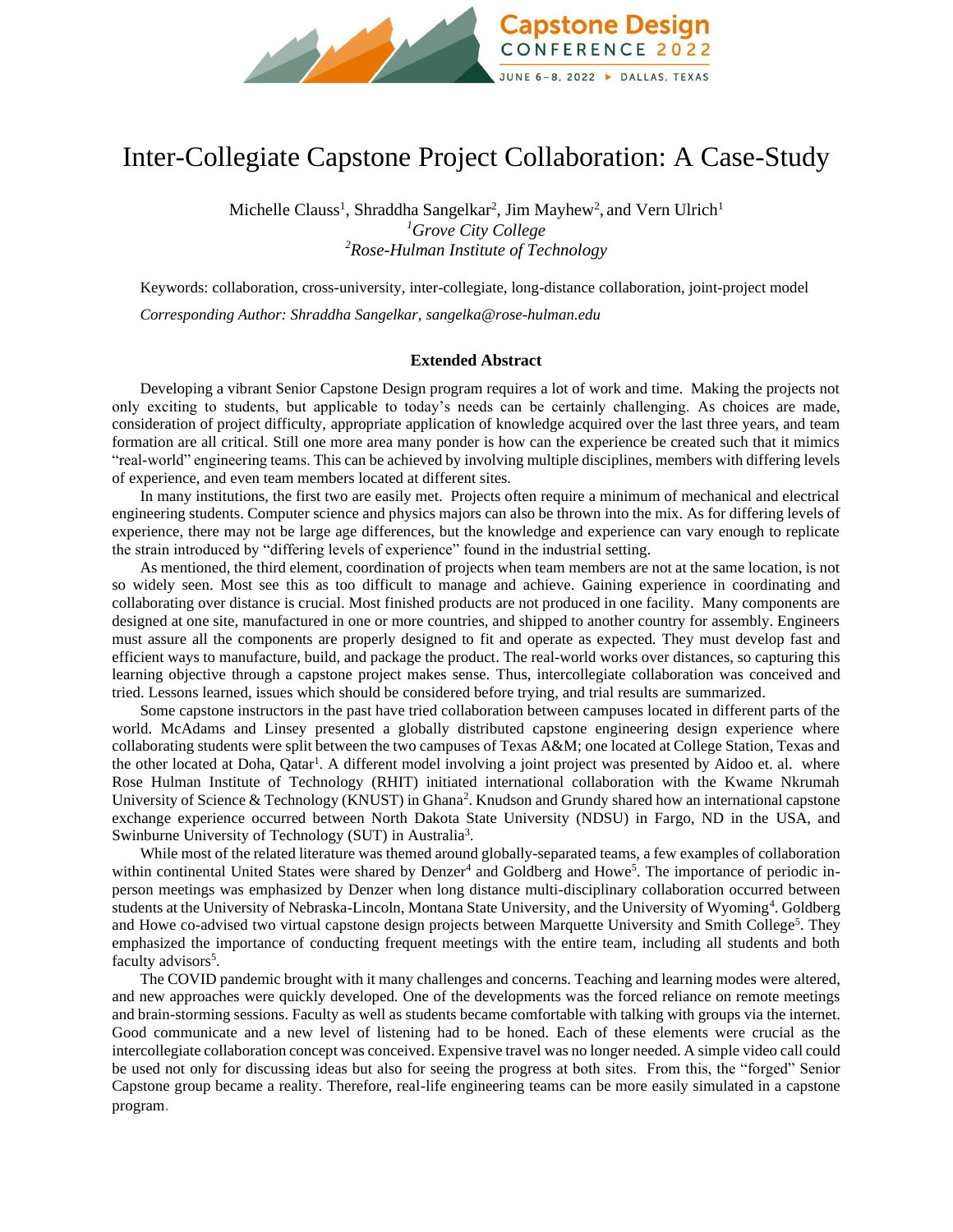# Inter-Collegiate Capstone Project Collaboration: A Case-Study

Michelle Clauss[1], Shraddha Sangelkar[2], Jim Mayhew[2], and Vern Ulrich[1]

[1]*Grove City College*

[2]*Rose-Hulman Institute of Technology*

Keywords: collaboration, cross-university, inter-collegiate, long-distance collaboration, joint-project model

*Corresponding Author: Shraddha Sangelkar, sangelka@rose-hulman.edu*

## Extended Abstract

Developing a vibrant Senior Capstone Design program requires a lot of work and time. Making the projects not only exciting to students, but applicable to today's needs can be certainly challenging. As choices are made, consideration of project difficulty, appropriate application of knowledge acquired over the last three years, and team formation are all critical. Still one more area many ponder is how can the experience be created such that it mimics "real-world" engineering teams. This can be achieved by involving multiple disciplines, members with differing levels of experience, and even team members located at different sites.

In many institutions, the first two are easily met. Projects often require a minimum of mechanical and electrical engineering students. Computer science and physics majors can also be thrown into the mix. As for differing levels of experience, there may not be large age differences, but the knowledge and experience can vary enough to replicate the strain introduced by "differing levels of experience" found in the industrial setting.

As mentioned, the third element, coordination of projects when team members are not at the same location, is not so widely seen. Most see this as too difficult to manage and achieve. Gaining experience in coordinating and collaborating over distance is crucial. Most finished products are not produced in one facility. Many components are designed at one site, manufactured in one or more countries, and shipped to another country for assembly. Engineers must assure all the components are properly designed to fit and operate as expected. They must develop fast and efficient ways to manufacture, build, and package the product. The real-world works over distances, so capturing this learning objective through a capstone project makes sense. Thus, intercollegiate collaboration was conceived and tried. Lessons learned, issues which should be considered before trying, and trial results are summarized.

Some capstone instructors in the past have tried collaboration between campuses located in different parts of the world. McAdams and Linsey presented a globally distributed capstone engineering design experience where collaborating students were split between the two campuses of Texas A&M; one located at College Station, Texas and the other located at Doha, Qatar[1]. A different model involving a joint project was presented by Aidoo et. al. where Rose Hulman Institute of Technology (RHIT) initiated international collaboration with the Kwame Nkrumah University of Science & Technology (KNUST) in Ghana[2]. Knudson and Grundy shared how an international capstone exchange experience occurred between North Dakota State University (NDSU) in Fargo, ND in the USA, and Swinburne University of Technology (SUT) in Australia[3].

While most of the related literature was themed around globally-separated teams, a few examples of collaboration within continental United States were shared by Denzer[4] and Goldberg and Howe[5]. The importance of periodic in-person meetings was emphasized by Denzer when long distance multi-disciplinary collaboration occurred between students at the University of Nebraska-Lincoln, Montana State University, and the University of Wyoming[4]. Goldberg and Howe co-advised two virtual capstone design projects between Marquette University and Smith College[5]. They emphasized the importance of conducting frequent meetings with the entire team, including all students and both faculty advisors[5].

The COVID pandemic brought with it many challenges and concerns. Teaching and learning modes were altered, and new approaches were quickly developed. One of the developments was the forced reliance on remote meetings and brain-storming sessions. Faculty as well as students became comfortable with talking with groups via the internet. Good communicate and a new level of listening had to be honed. Each of these elements were crucial as the intercollegiate collaboration concept was conceived. Expensive travel was no longer needed. A simple video call could be used not only for discussing ideas but also for seeing the progress at both sites. From this, the "forged" Senior Capstone group became a reality. Therefore, real-life engineering teams can be more easily simulated in a capstone program.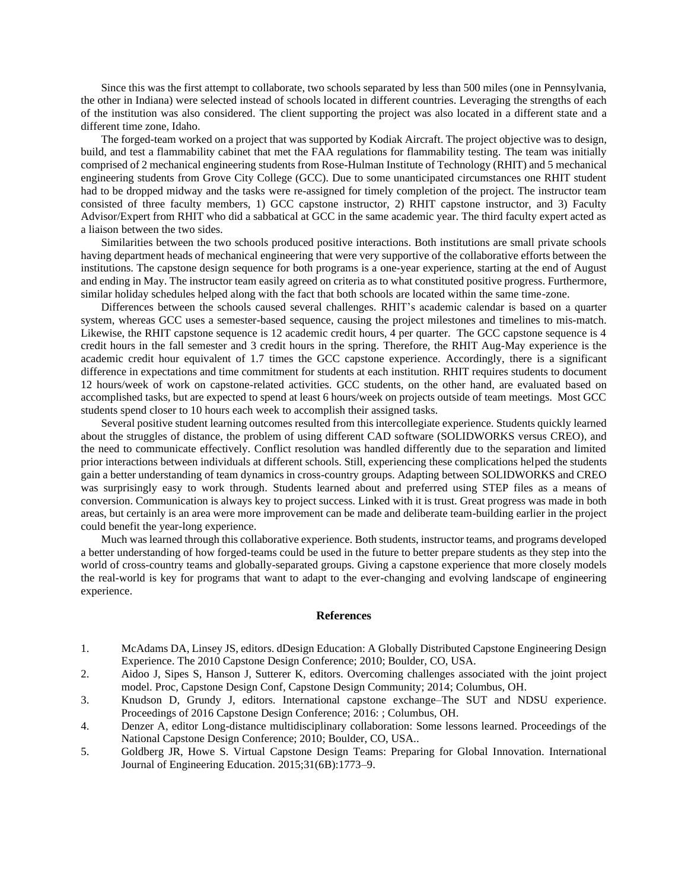Since this was the first attempt to collaborate, two schools separated by less than 500 miles (one in Pennsylvania, the other in Indiana) were selected instead of schools located in different countries. Leveraging the strengths of each of the institution was also considered. The client supporting the project was also located in a different state and a different time zone, Idaho.

The forged-team worked on a project that was supported by Kodiak Aircraft. The project objective was to design, build, and test a flammability cabinet that met the FAA regulations for flammability testing. The team was initially comprised of 2 mechanical engineering students from Rose-Hulman Institute of Technology (RHIT) and 5 mechanical engineering students from Grove City College (GCC). Due to some unanticipated circumstances one RHIT student had to be dropped midway and the tasks were re-assigned for timely completion of the project. The instructor team consisted of three faculty members, 1) GCC capstone instructor, 2) RHIT capstone instructor, and 3) Faculty Advisor/Expert from RHIT who did a sabbatical at GCC in the same academic year. The third faculty expert acted as a liaison between the two sides.

Similarities between the two schools produced positive interactions. Both institutions are small private schools having department heads of mechanical engineering that were very supportive of the collaborative efforts between the institutions. The capstone design sequence for both programs is a one-year experience, starting at the end of August and ending in May. The instructor team easily agreed on criteria as to what constituted positive progress. Furthermore, similar holiday schedules helped along with the fact that both schools are located within the same time-zone.

Differences between the schools caused several challenges. RHIT's academic calendar is based on a quarter system, whereas GCC uses a semester-based sequence, causing the project milestones and timelines to mis-match. Likewise, the RHIT capstone sequence is 12 academic credit hours, 4 per quarter. The GCC capstone sequence is 4 credit hours in the fall semester and 3 credit hours in the spring. Therefore, the RHIT Aug-May experience is the academic credit hour equivalent of 1.7 times the GCC capstone experience. Accordingly, there is a significant difference in expectations and time commitment for students at each institution. RHIT requires students to document 12 hours/week of work on capstone-related activities. GCC students, on the other hand, are evaluated based on accomplished tasks, but are expected to spend at least 6 hours/week on projects outside of team meetings. Most GCC students spend closer to 10 hours each week to accomplish their assigned tasks.

Several positive student learning outcomes resulted from this intercollegiate experience. Students quickly learned about the struggles of distance, the problem of using different CAD software (SOLIDWORKS versus CREO), and the need to communicate effectively. Conflict resolution was handled differently due to the separation and limited prior interactions between individuals at different schools. Still, experiencing these complications helped the students gain a better understanding of team dynamics in cross-country groups. Adapting between SOLIDWORKS and CREO was surprisingly easy to work through. Students learned about and preferred using STEP files as a means of conversion. Communication is always key to project success. Linked with it is trust. Great progress was made in both areas, but certainly is an area were more improvement can be made and deliberate team-building earlier in the project could benefit the year-long experience.

Much was learned through this collaborative experience. Both students, instructor teams, and programs developed a better understanding of how forged-teams could be used in the future to better prepare students as they step into the world of cross-country teams and globally-separated groups. Giving a capstone experience that more closely models the real-world is key for programs that want to adapt to the ever-changing and evolving landscape of engineering experience.

## References

1. McAdams DA, Linsey JS, editors. dDesign Education: A Globally Distributed Capstone Engineering Design Experience. The 2010 Capstone Design Conference; 2010; Boulder, CO, USA.
2. Aidoo J, Sipes S, Hanson J, Sutterer K, editors. Overcoming challenges associated with the joint project model. Proc, Capstone Design Conf, Capstone Design Community; 2014; Columbus, OH.
3. Knudson D, Grundy J, editors. International capstone exchange–The SUT and NDSU experience. Proceedings of 2016 Capstone Design Conference; 2016: ; Columbus, OH.
4. Denzer A, editor Long-distance multidisciplinary collaboration: Some lessons learned. Proceedings of the National Capstone Design Conference; 2010; Boulder, CO, USA..
5. Goldberg JR, Howe S. Virtual Capstone Design Teams: Preparing for Global Innovation. International Journal of Engineering Education. 2015;31(6B):1773–9.